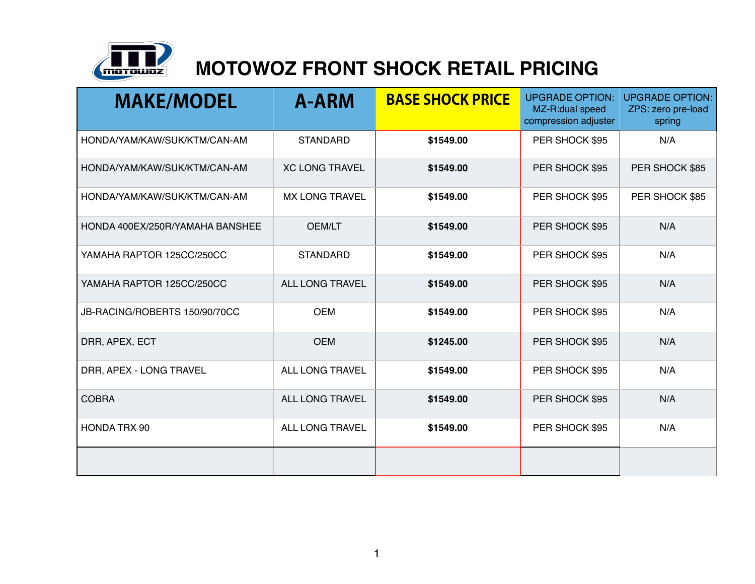# MOTOWOZ FRONT SHOCK RETAIL PRICING

| MAKE/MODEL | A-ARM | BASE SHOCK PRICE | UPGRADE OPTION: MZ-R:dual speed compression adjuster | UPGRADE OPTION: ZPS: zero pre-load spring |
|---|---|---|---|---|
| HONDA/YAM/KAW/SUK/KTM/CAN-AM | STANDARD | **$1549.00** | PER SHOCK $95 | N/A |
| HONDA/YAM/KAW/SUK/KTM/CAN-AM | XC LONG TRAVEL | **$1549.00** | PER SHOCK $95 | PER SHOCK $85 |
| HONDA/YAM/KAW/SUK/KTM/CAN-AM | MX LONG TRAVEL | **$1549.00** | PER SHOCK $95 | PER SHOCK $85 |
| HONDA 400EX/250R/YAMAHA BANSHEE | OEM/LT | **$1549.00** | PER SHOCK $95 | N/A |
| YAMAHA RAPTOR 125CC/250CC | STANDARD | **$1549.00** | PER SHOCK $95 | N/A |
| YAMAHA RAPTOR 125CC/250CC | ALL LONG TRAVEL | **$1549.00** | PER SHOCK $95 | N/A |
| JB-RACING/ROBERTS 150/90/70CC | OEM | **$1549.00** | PER SHOCK $95 | N/A |
| DRR, APEX, ECT | OEM | **$1245.00** | PER SHOCK $95 | N/A |
| DRR, APEX - LONG TRAVEL | ALL LONG TRAVEL | **$1549.00** | PER SHOCK $95 | N/A |
| COBRA | ALL LONG TRAVEL | **$1549.00** | PER SHOCK $95 | N/A |
| HONDA TRX 90 | ALL LONG TRAVEL | **$1549.00** | PER SHOCK $95 | N/A |
| | | | | |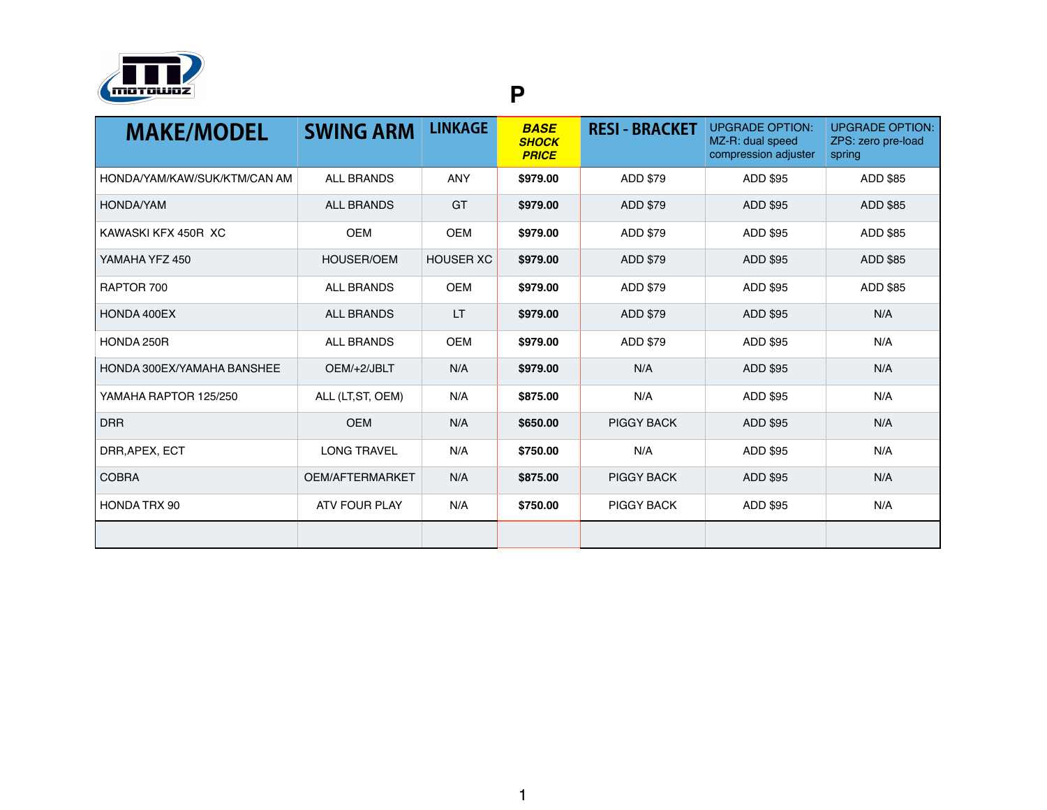# P

| MAKE/MODEL | SWING ARM | LINKAGE | ***BASE SHOCK PRICE*** | RESI - BRACKET | UPGRADE OPTION: MZ-R: dual speed compression adjuster | UPGRADE OPTION: ZPS: zero pre-load spring |
|---|---|---|---|---|---|---|
| HONDA/YAM/KAW/SUK/KTM/CAN AM | ALL BRANDS | ANY | **$979.00** | ADD $79 | ADD $95 | ADD $85 |
| HONDA/YAM | ALL BRANDS | GT | **$979.00** | ADD $79 | ADD $95 | ADD $85 |
| KAWASKI KFX 450R XC | OEM | OEM | **$979.00** | ADD $79 | ADD $95 | ADD $85 |
| YAMAHA YFZ 450 | HOUSER/OEM | HOUSER XC | **$979.00** | ADD $79 | ADD $95 | ADD $85 |
| RAPTOR 700 | ALL BRANDS | OEM | **$979.00** | ADD $79 | ADD $95 | ADD $85 |
| HONDA 400EX | ALL BRANDS | LT | **$979.00** | ADD $79 | ADD $95 | N/A |
| HONDA 250R | ALL BRANDS | OEM | **$979.00** | ADD $79 | ADD $95 | N/A |
| HONDA 300EX/YAMAHA BANSHEE | OEM/+2/JBLT | N/A | **$979.00** | N/A | ADD $95 | N/A |
| YAMAHA RAPTOR 125/250 | ALL (LT,ST, OEM) | N/A | **$875.00** | N/A | ADD $95 | N/A |
| DRR | OEM | N/A | **$650.00** | PIGGY BACK | ADD $95 | N/A |
| DRR,APEX, ECT | LONG TRAVEL | N/A | **$750.00** | N/A | ADD $95 | N/A |
| COBRA | OEM/AFTERMARKET | N/A | **$875.00** | PIGGY BACK | ADD $95 | N/A |
| HONDA TRX 90 | ATV FOUR PLAY | N/A | **$750.00** | PIGGY BACK | ADD $95 | N/A |
| | | | | | | |